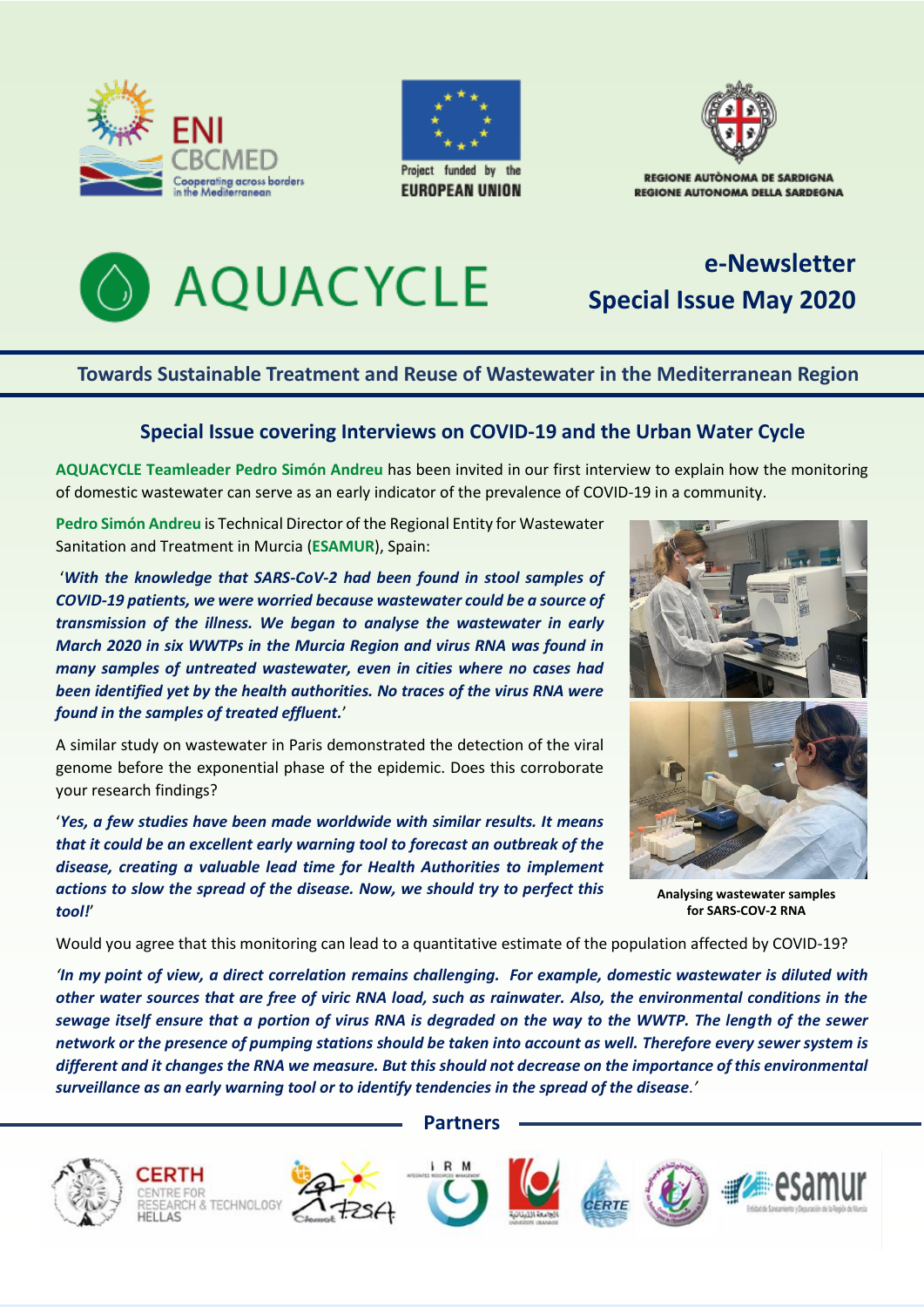ENI CBCMED Cooperating across borders in the Mediterranean

Project funded by the EUROPEAN UNION

REGIONE AUTÒNOMA DE SARDIGNA
REGIONE AUTONOMA DELLA SARDEGNA

# AQUACYCLE

## e-Newsletter Special Issue May 2020

### Towards Sustainable Treatment and Reuse of Wastewater in the Mediterranean Region

### Special Issue covering Interviews on COVID-19 and the Urban Water Cycle

**AQUACYCLE Teamleader Pedro Simón Andreu** has been invited in our first interview to explain how the monitoring of domestic wastewater can serve as an early indicator of the prevalence of COVID-19 in a community.

**Pedro Simón Andreu** is Technical Director of the Regional Entity for Wastewater Sanitation and Treatment in Murcia (**ESAMUR**), Spain:

'***With the knowledge that SARS-CoV-2 had been found in stool samples of COVID-19 patients, we were worried because wastewater could be a source of transmission of the illness. We began to analyse the wastewater in early March 2020 in six WWTPs in the Murcia Region and virus RNA was found in many samples of untreated wastewater, even in cities where no cases had been identified yet by the health authorities. No traces of the virus RNA were found in the samples of treated effluent.***'

A similar study on wastewater in Paris demonstrated the detection of the viral genome before the exponential phase of the epidemic. Does this corroborate your research findings?

'***Yes, a few studies have been made worldwide with similar results. It means that it could be an excellent early warning tool to forecast an outbreak of the disease, creating a valuable lead time for Health Authorities to implement actions to slow the spread of the disease. Now, we should try to perfect this tool!***'

**Analysing wastewater samples for SARS-COV-2 RNA**

Would you agree that this monitoring can lead to a quantitative estimate of the population affected by COVID-19?

***'In my point of view, a direct correlation remains challenging. For example, domestic wastewater is diluted with other water sources that are free of viric RNA load, such as rainwater. Also, the environmental conditions in the sewage itself ensure that a portion of virus RNA is degraded on the way to the WWTP. The length of the sewer network or the presence of pumping stations should be taken into account as well. Therefore every sewer system is different and it changes the RNA we measure. But this should not decrease on the importance of this environmental surveillance as an early warning tool or to identify tendencies in the spread of the disease.'***

**Partners**

CERTH CENTRE FOR RESEARCH & TECHNOLOGY HELLAS · IRM INTEGRATED RESOURCES MANAGEMENT · CERTE · esamur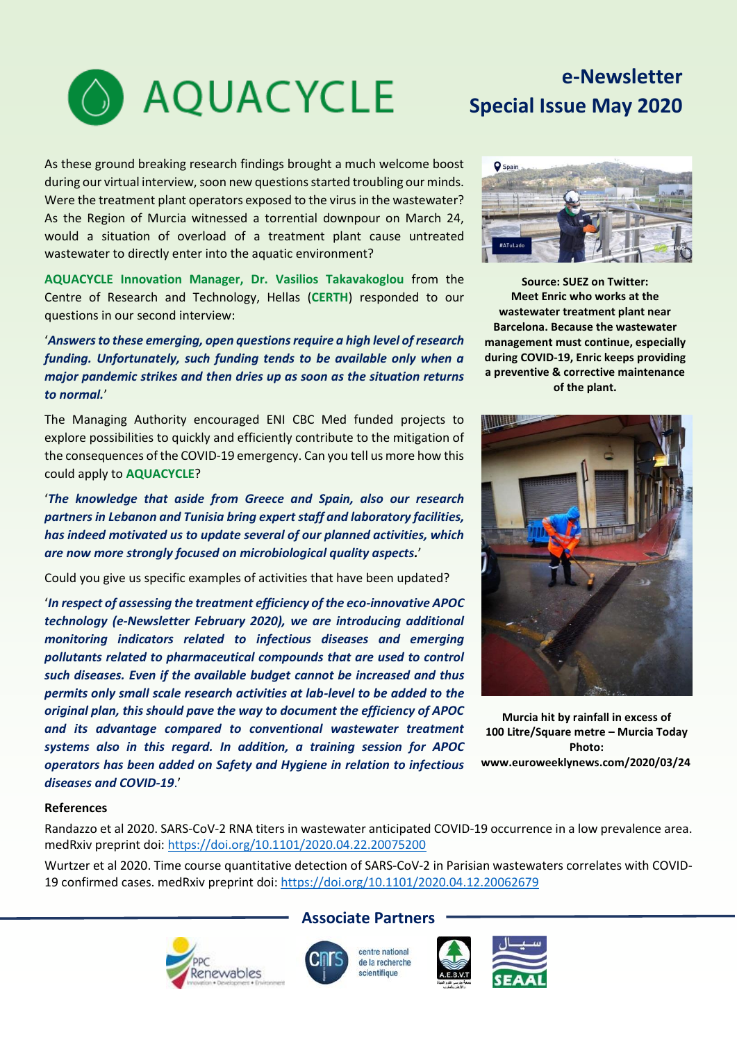As these ground breaking research findings brought a much welcome boost during our virtual interview, soon new questions started troubling our minds. Were the treatment plant operators exposed to the virus in the wastewater? As the Region of Murcia witnessed a torrential downpour on March 24, would a situation of overload of a treatment plant cause untreated wastewater to directly enter into the aquatic environment?

**AQUACYCLE Innovation Manager, Dr. Vasilios Takavakoglou** from the Centre of Research and Technology, Hellas (**CERTH**) responded to our questions in our second interview:

'***Answers to these emerging, open questions require a high level of research funding. Unfortunately, such funding tends to be available only when a major pandemic strikes and then dries up as soon as the situation returns to normal.***'

The Managing Authority encouraged ENI CBC Med funded projects to explore possibilities to quickly and efficiently contribute to the mitigation of the consequences of the COVID-19 emergency. Can you tell us more how this could apply to **AQUACYCLE**?

'***The knowledge that aside from Greece and Spain, also our research partners in Lebanon and Tunisia bring expert staff and laboratory facilities, has indeed motivated us to update several of our planned activities, which are now more strongly focused on microbiological quality aspects.***'

Could you give us specific examples of activities that have been updated?

'***In respect of assessing the treatment efficiency of the eco-innovative APOC technology (e-Newsletter February 2020), we are introducing additional monitoring indicators related to infectious diseases and emerging pollutants related to pharmaceutical compounds that are used to control such diseases. Even if the available budget cannot be increased and thus permits only small scale research activities at lab-level to be added to the original plan, this should pave the way to document the efficiency of APOC and its advantage compared to conventional wastewater treatment systems also in this regard. In addition, a training session for APOC operators has been added on Safety and Hygiene in relation to infectious diseases and COVID-19***.'

**Source: SUEZ on Twitter: Meet Enric who works at the wastewater treatment plant near Barcelona. Because the wastewater management must continue, especially during COVID-19, Enric keeps providing a preventive & corrective maintenance of the plant.**

**Murcia hit by rainfall in excess of 100 Litre/Square metre – Murcia Today Photo: www.euroweeklynews.com/2020/03/24**

**References**

Randazzo et al 2020. SARS-CoV-2 RNA titers in wastewater anticipated COVID-19 occurrence in a low prevalence area. medRxiv preprint doi: https://doi.org/10.1101/2020.04.22.20075200

Wurtzer et al 2020. Time course quantitative detection of SARS-CoV-2 in Parisian wastewaters correlates with COVID-19 confirmed cases. medRxiv preprint doi: https://doi.org/10.1101/2020.04.12.20062679

**Associate Partners**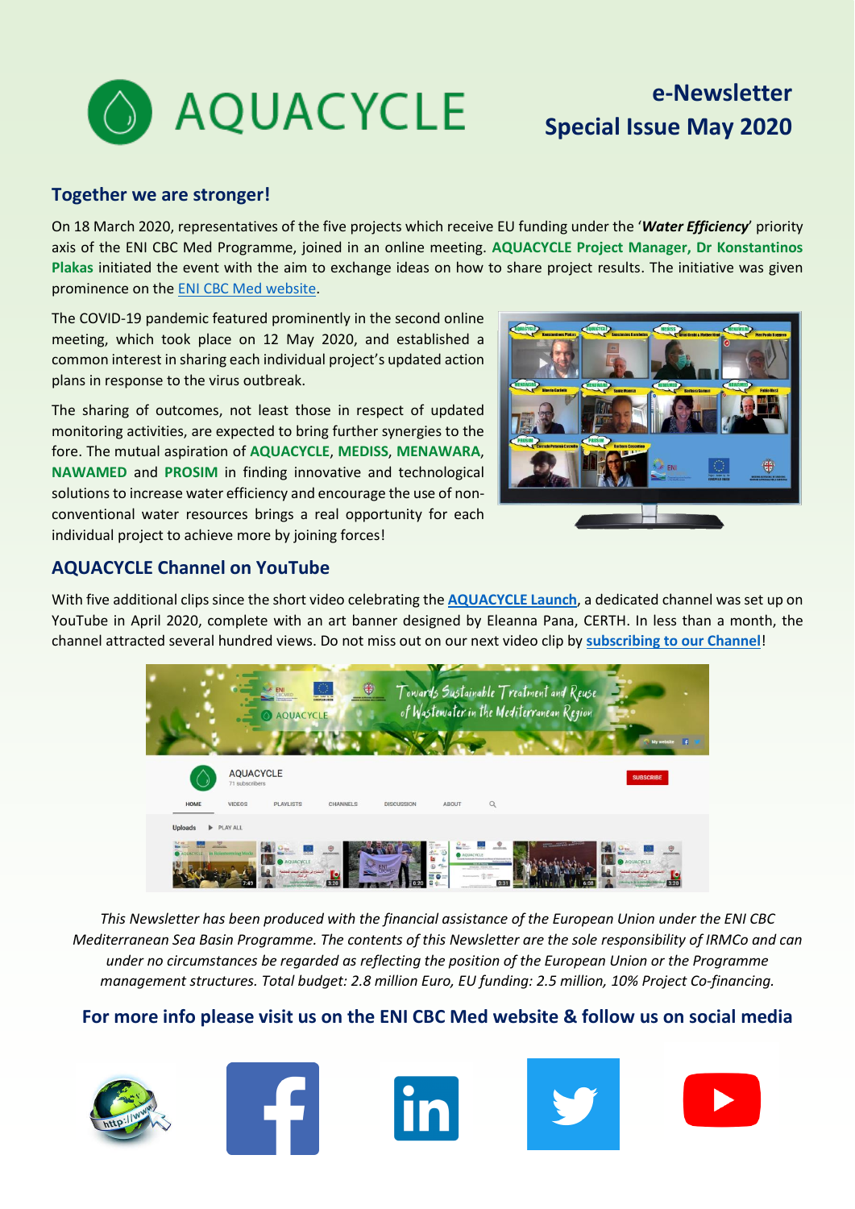# AQUACYCLE

**e-Newsletter**
**Special Issue May 2020**

## Together we are stronger!

On 18 March 2020, representatives of the five projects which receive EU funding under the '***Water Efficiency***' priority axis of the ENI CBC Med Programme, joined in an online meeting. **AQUACYCLE Project Manager, Dr Konstantinos Plakas** initiated the event with the aim to exchange ideas on how to share project results. The initiative was given prominence on the ENI CBC Med website.

The COVID-19 pandemic featured prominently in the second online meeting, which took place on 12 May 2020, and established a common interest in sharing each individual project's updated action plans in response to the virus outbreak.

The sharing of outcomes, not least those in respect of updated monitoring activities, are expected to bring further synergies to the fore. The mutual aspiration of **AQUACYCLE**, **MEDISS**, **MENAWARA**, **NAWAMED** and **PROSIM** in finding innovative and technological solutions to increase water efficiency and encourage the use of non-conventional water resources brings a real opportunity for each individual project to achieve more by joining forces!

## AQUACYCLE Channel on YouTube

With five additional clips since the short video celebrating the **AQUACYCLE Launch**, a dedicated channel was set up on YouTube in April 2020, complete with an art banner designed by Eleanna Pana, CERTH. In less than a month, the channel attracted several hundred views. Do not miss out on our next video clip by **subscribing to our Channel**!

*This Newsletter has been produced with the financial assistance of the European Union under the ENI CBC Mediterranean Sea Basin Programme. The contents of this Newsletter are the sole responsibility of IRMCo and can under no circumstances be regarded as reflecting the position of the European Union or the Programme management structures. Total budget: 2.8 million Euro, EU funding: 2.5 million, 10% Project Co-financing.*

**For more info please visit us on the ENI CBC Med website & follow us on social media**